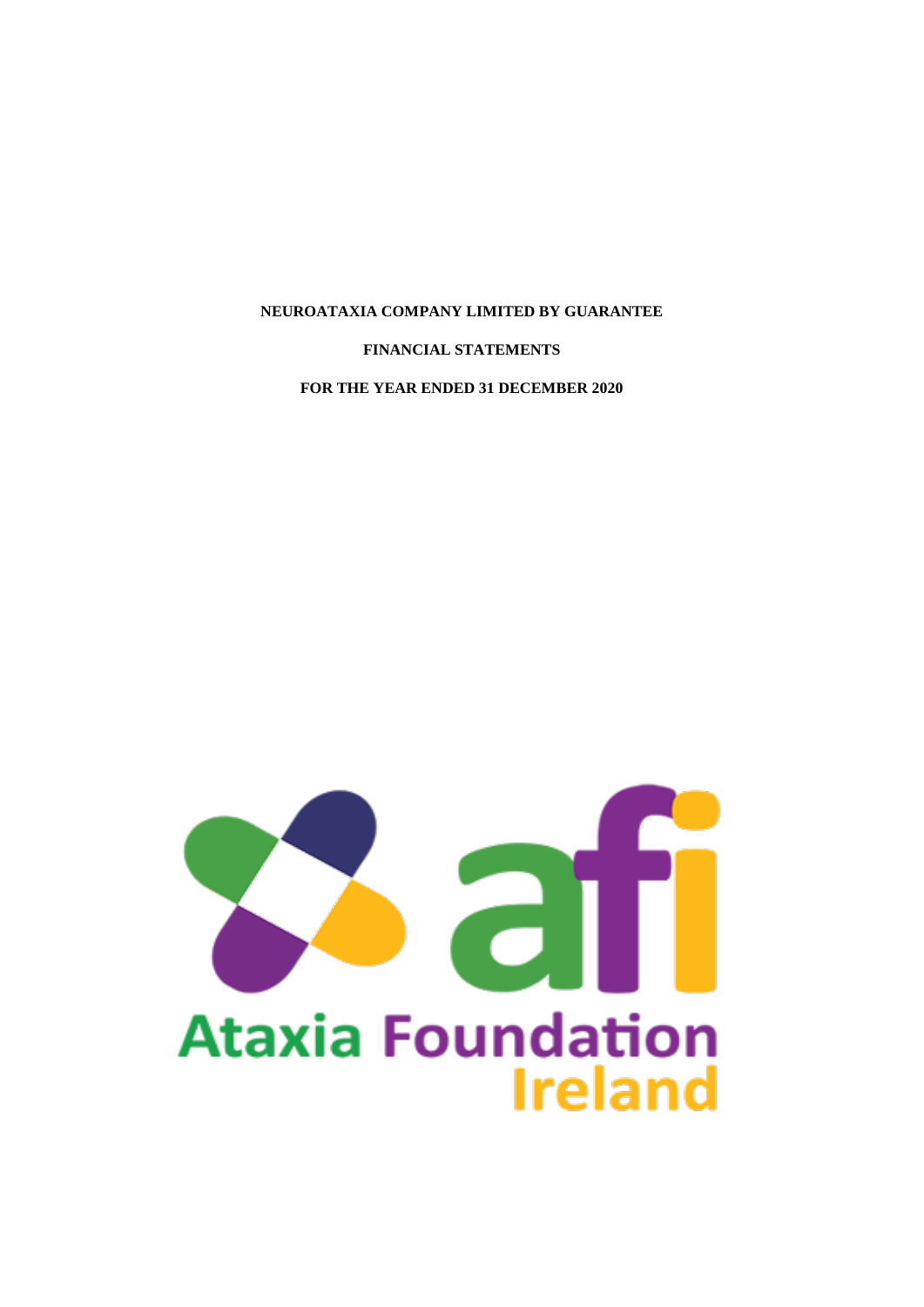# NEUROATAXIA COMPANY LIMITED BY GUARANTEE

## FINANCIAL STATEMENTS

## FOR THE YEAR ENDED 31 DECEMBER 2020

afi

Ataxia Foundation Ireland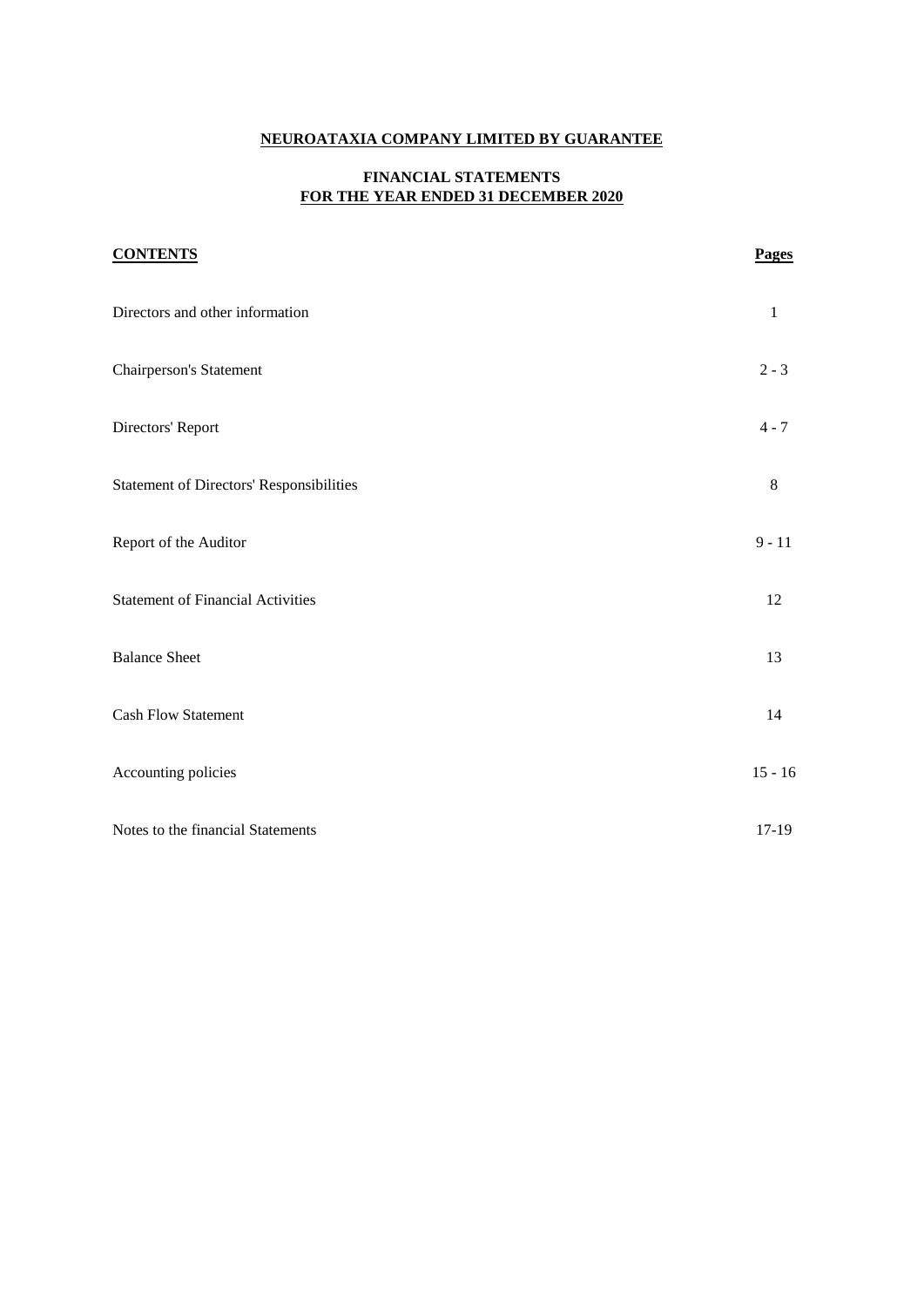# NEUROATAXIA COMPANY LIMITED BY GUARANTEE

## FINANCIAL STATEMENTS
## FOR THE YEAR ENDED 31 DECEMBER 2020

| CONTENTS | Pages |
| --- | --- |
| Directors and other information | 1 |
| Chairperson's Statement | 2 - 3 |
| Directors' Report | 4 - 7 |
| Statement of Directors' Responsibilities | 8 |
| Report of the Auditor | 9 - 11 |
| Statement of Financial Activities | 12 |
| Balance Sheet | 13 |
| Cash Flow Statement | 14 |
| Accounting policies | 15 - 16 |
| Notes to the financial Statements | 17-19 |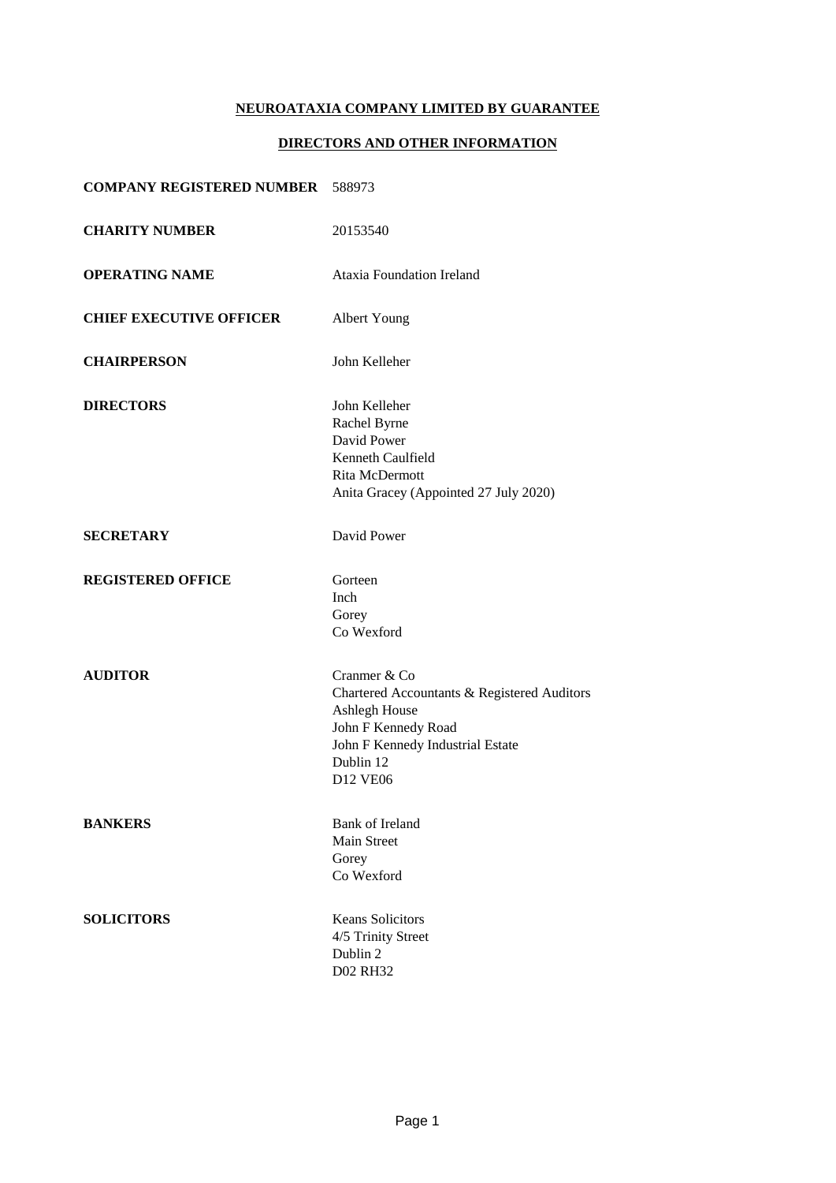# NEUROATAXIA COMPANY LIMITED BY GUARANTEE

## DIRECTORS AND OTHER INFORMATION

**COMPANY REGISTERED NUMBER** 588973

**CHARITY NUMBER** 20153540

**OPERATING NAME** Ataxia Foundation Ireland

**CHIEF EXECUTIVE OFFICER** Albert Young

**CHAIRPERSON** John Kelleher

**DIRECTORS**
John Kelleher
Rachel Byrne
David Power
Kenneth Caulfield
Rita McDermott
Anita Gracey (Appointed 27 July 2020)

**SECRETARY** David Power

**REGISTERED OFFICE**
Gorteen
Inch
Gorey
Co Wexford

**AUDITOR**
Cranmer & Co
Chartered Accountants & Registered Auditors
Ashlegh House
John F Kennedy Road
John F Kennedy Industrial Estate
Dublin 12
D12 VE06

**BANKERS**
Bank of Ireland
Main Street
Gorey
Co Wexford

**SOLICITORS**
Keans Solicitors
4/5 Trinity Street
Dublin 2
D02 RH32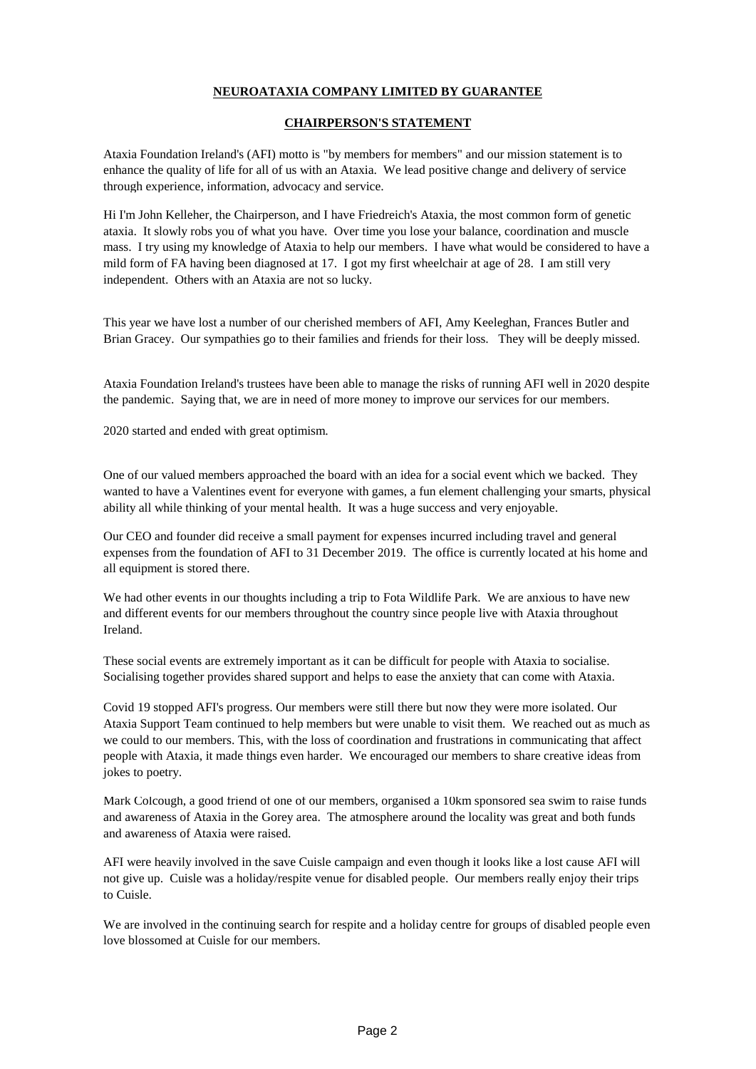# NEUROATAXIA COMPANY LIMITED BY GUARANTEE

## CHAIRPERSON'S STATEMENT

Ataxia Foundation Ireland's (AFI) motto is "by members for members" and our mission statement is to enhance the quality of life for all of us with an Ataxia. We lead positive change and delivery of service through experience, information, advocacy and service.

Hi I'm John Kelleher, the Chairperson, and I have Friedreich's Ataxia, the most common form of genetic ataxia. It slowly robs you of what you have. Over time you lose your balance, coordination and muscle mass. I try using my knowledge of Ataxia to help our members. I have what would be considered to have a mild form of FA having been diagnosed at 17. I got my first wheelchair at age of 28. I am still very independent. Others with an Ataxia are not so lucky.

This year we have lost a number of our cherished members of AFI, Amy Keeleghan, Frances Butler and Brian Gracey. Our sympathies go to their families and friends for their loss. They will be deeply missed.

Ataxia Foundation Ireland's trustees have been able to manage the risks of running AFI well in 2020 despite the pandemic. Saying that, we are in need of more money to improve our services for our members.

2020 started and ended with great optimism.

One of our valued members approached the board with an idea for a social event which we backed. They wanted to have a Valentines event for everyone with games, a fun element challenging your smarts, physical ability all while thinking of your mental health. It was a huge success and very enjoyable.

Our CEO and founder did receive a small payment for expenses incurred including travel and general expenses from the foundation of AFI to 31 December 2019. The office is currently located at his home and all equipment is stored there.

We had other events in our thoughts including a trip to Fota Wildlife Park. We are anxious to have new and different events for our members throughout the country since people live with Ataxia throughout Ireland.

These social events are extremely important as it can be difficult for people with Ataxia to socialise. Socialising together provides shared support and helps to ease the anxiety that can come with Ataxia.

Covid 19 stopped AFI's progress. Our members were still there but now they were more isolated. Our Ataxia Support Team continued to help members but were unable to visit them. We reached out as much as we could to our members. This, with the loss of coordination and frustrations in communicating that affect people with Ataxia, it made things even harder. We encouraged our members to share creative ideas from jokes to poetry.

Mark Colcough, a good friend of one of our members, organised a 10km sponsored sea swim to raise funds and awareness of Ataxia in the Gorey area. The atmosphere around the locality was great and both funds and awareness of Ataxia were raised.

AFI were heavily involved in the save Cuisle campaign and even though it looks like a lost cause AFI will not give up. Cuisle was a holiday/respite venue for disabled people. Our members really enjoy their trips to Cuisle.

We are involved in the continuing search for respite and a holiday centre for groups of disabled people even love blossomed at Cuisle for our members.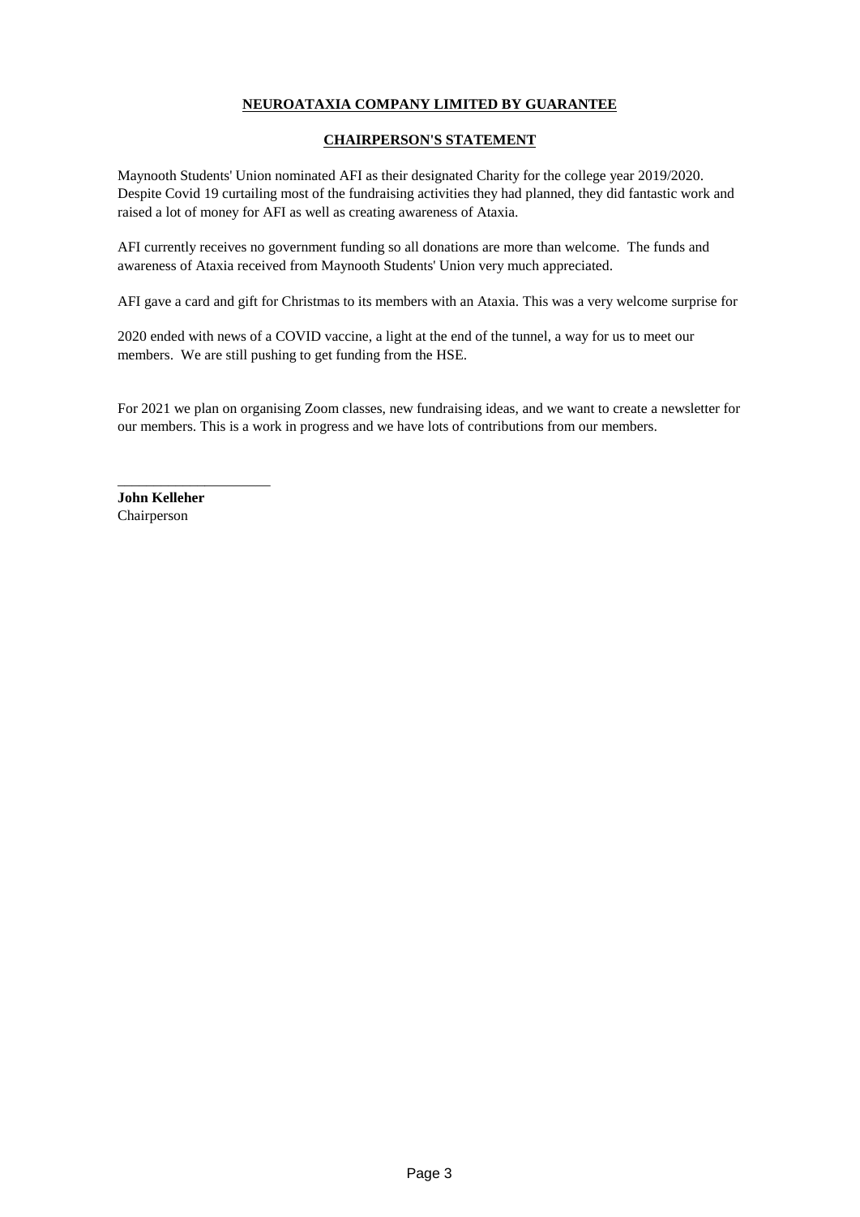**NEUROATAXIA COMPANY LIMITED BY GUARANTEE**

**CHAIRPERSON'S STATEMENT**

Maynooth Students' Union nominated AFI as their designated Charity for the college year 2019/2020. Despite Covid 19 curtailing most of the fundraising activities they had planned, they did fantastic work and raised a lot of money for AFI as well as creating awareness of Ataxia.

AFI currently receives no government funding so all donations are more than welcome. The funds and awareness of Ataxia received from Maynooth Students' Union very much appreciated.

AFI gave a card and gift for Christmas to its members with an Ataxia. This was a very welcome surprise for

2020 ended with news of a COVID vaccine, a light at the end of the tunnel, a way for us to meet our members. We are still pushing to get funding from the HSE.

For 2021 we plan on organising Zoom classes, new fundraising ideas, and we want to create a newsletter for our members. This is a work in progress and we have lots of contributions from our members.

\_\_\_\_\_\_\_\_\_\_\_\_\_\_\_\_\_\_\_\_\_\_

**John Kelleher**
Chairperson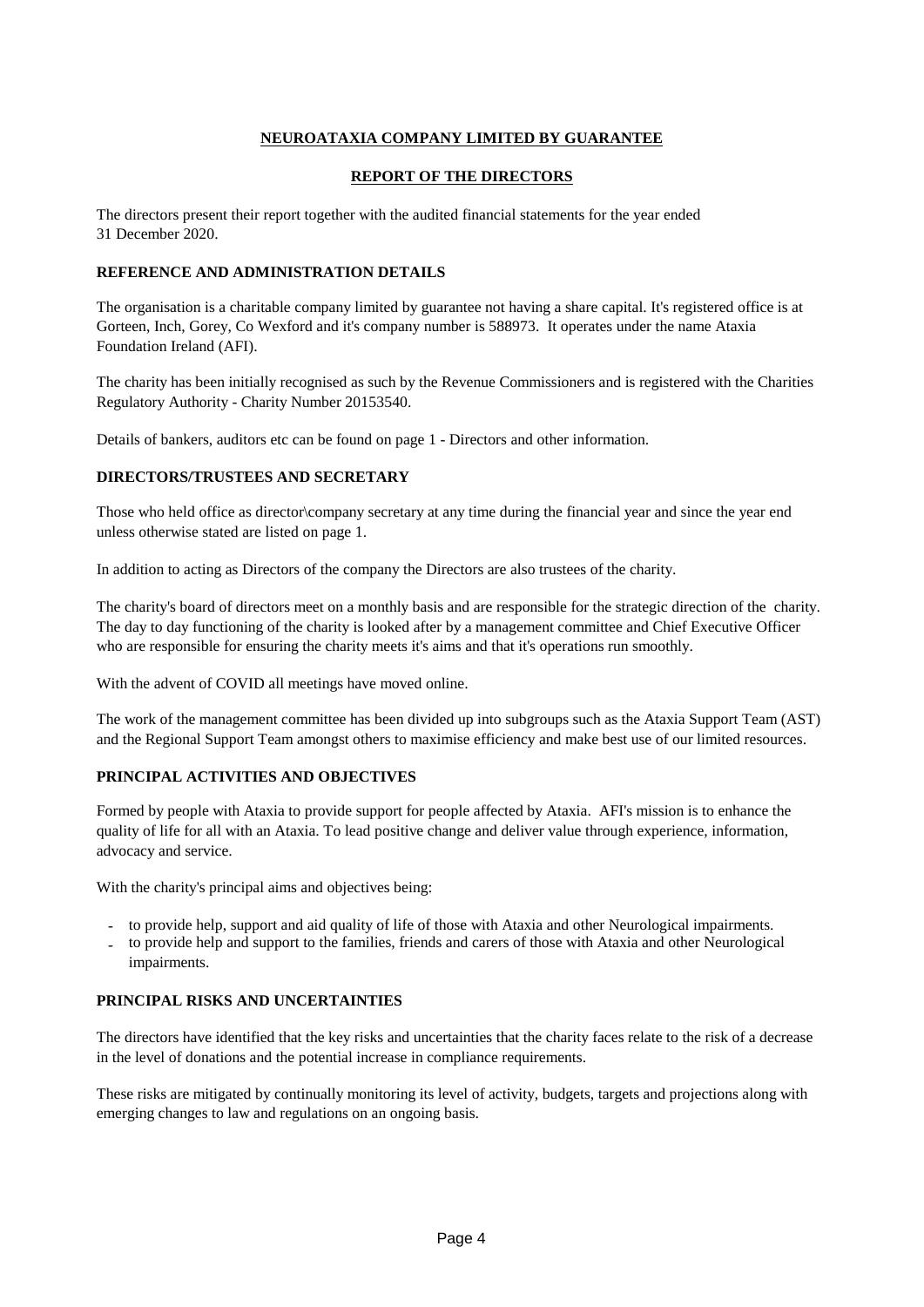# NEUROATAXIA COMPANY LIMITED BY GUARANTEE

## REPORT OF THE DIRECTORS

The directors present their report together with the audited financial statements for the year ended 31 December 2020.

### REFERENCE AND ADMINISTRATION DETAILS

The organisation is a charitable company limited by guarantee not having a share capital. It's registered office is at Gorteen, Inch, Gorey, Co Wexford and it's company number is 588973. It operates under the name Ataxia Foundation Ireland (AFI).

The charity has been initially recognised as such by the Revenue Commissioners and is registered with the Charities Regulatory Authority - Charity Number 20153540.

Details of bankers, auditors etc can be found on page 1 - Directors and other information.

### DIRECTORS/TRUSTEES AND SECRETARY

Those who held office as director\company secretary at any time during the financial year and since the year end unless otherwise stated are listed on page 1.

In addition to acting as Directors of the company the Directors are also trustees of the charity.

The charity's board of directors meet on a monthly basis and are responsible for the strategic direction of the charity. The day to day functioning of the charity is looked after by a management committee and Chief Executive Officer who are responsible for ensuring the charity meets it's aims and that it's operations run smoothly.

With the advent of COVID all meetings have moved online.

The work of the management committee has been divided up into subgroups such as the Ataxia Support Team (AST) and the Regional Support Team amongst others to maximise efficiency and make best use of our limited resources.

### PRINCIPAL ACTIVITIES AND OBJECTIVES

Formed by people with Ataxia to provide support for people affected by Ataxia. AFI's mission is to enhance the quality of life for all with an Ataxia. To lead positive change and deliver value through experience, information, advocacy and service.

With the charity's principal aims and objectives being:

- to provide help, support and aid quality of life of those with Ataxia and other Neurological impairments.
- to provide help and support to the families, friends and carers of those with Ataxia and other Neurological impairments.

### PRINCIPAL RISKS AND UNCERTAINTIES

The directors have identified that the key risks and uncertainties that the charity faces relate to the risk of a decrease in the level of donations and the potential increase in compliance requirements.

These risks are mitigated by continually monitoring its level of activity, budgets, targets and projections along with emerging changes to law and regulations on an ongoing basis.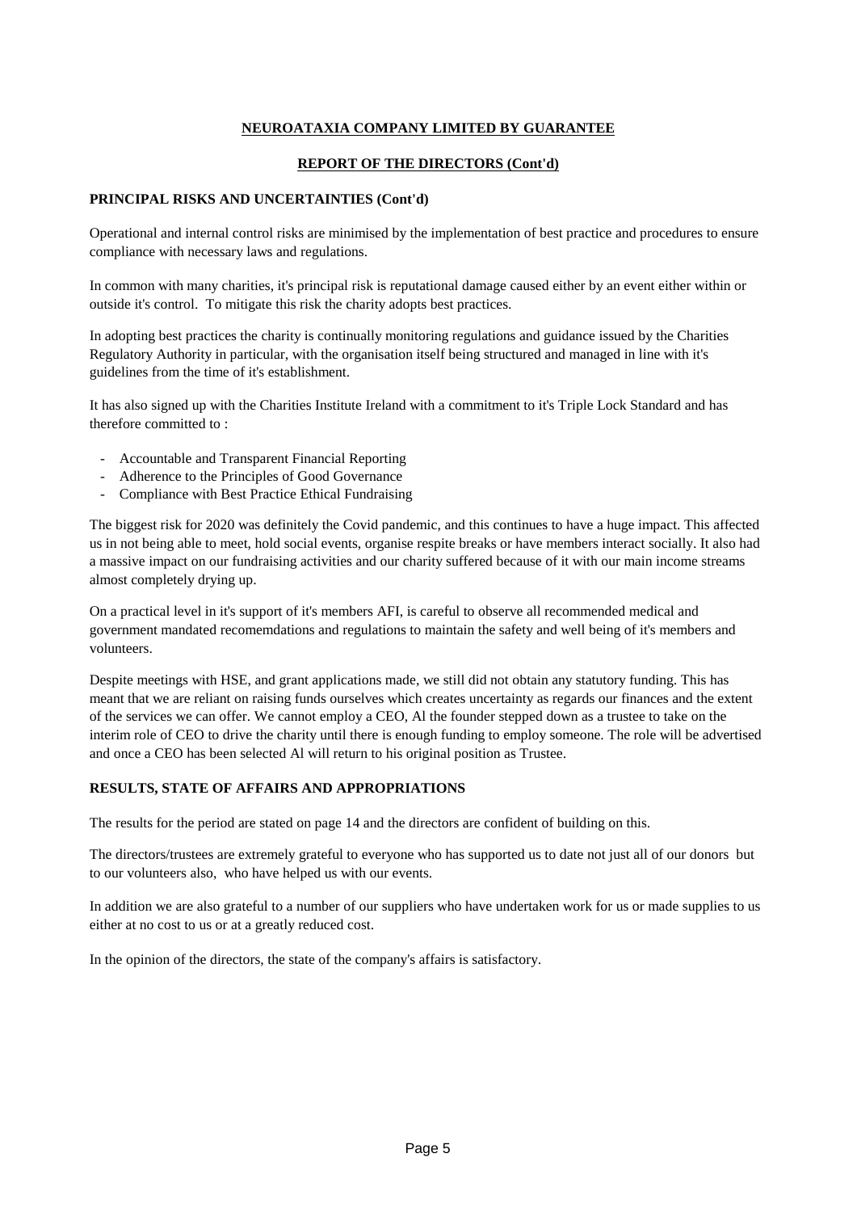**NEUROATAXIA COMPANY LIMITED BY GUARANTEE**

**REPORT OF THE DIRECTORS (Cont'd)**

**PRINCIPAL RISKS AND UNCERTAINTIES (Cont'd)**

Operational and internal control risks are minimised by the implementation of best practice and procedures to ensure compliance with necessary laws and regulations.

In common with many charities, it's principal risk is reputational damage caused either by an event either within or outside it's control. To mitigate this risk the charity adopts best practices.

In adopting best practices the charity is continually monitoring regulations and guidance issued by the Charities Regulatory Authority in particular, with the organisation itself being structured and managed in line with it's guidelines from the time of it's establishment.

It has also signed up with the Charities Institute Ireland with a commitment to it's Triple Lock Standard and has therefore committed to :

- Accountable and Transparent Financial Reporting
- Adherence to the Principles of Good Governance
- Compliance with Best Practice Ethical Fundraising

The biggest risk for 2020 was definitely the Covid pandemic, and this continues to have a huge impact. This affected us in not being able to meet, hold social events, organise respite breaks or have members interact socially. It also had a massive impact on our fundraising activities and our charity suffered because of it with our main income streams almost completely drying up.

On a practical level in it's support of it's members AFI, is careful to observe all recommended medical and government mandated recomemdations and regulations to maintain the safety and well being of it's members and volunteers.

Despite meetings with HSE, and grant applications made, we still did not obtain any statutory funding. This has meant that we are reliant on raising funds ourselves which creates uncertainty as regards our finances and the extent of the services we can offer. We cannot employ a CEO, Al the founder stepped down as a trustee to take on the interim role of CEO to drive the charity until there is enough funding to employ someone. The role will be advertised and once a CEO has been selected Al will return to his original position as Trustee.

**RESULTS, STATE OF AFFAIRS AND APPROPRIATIONS**

The results for the period are stated on page 14 and the directors are confident of building on this.

The directors/trustees are extremely grateful to everyone who has supported us to date not just all of our donors but to our volunteers also, who have helped us with our events.

In addition we are also grateful to a number of our suppliers who have undertaken work for us or made supplies to us either at no cost to us or at a greatly reduced cost.

In the opinion of the directors, the state of the company's affairs is satisfactory.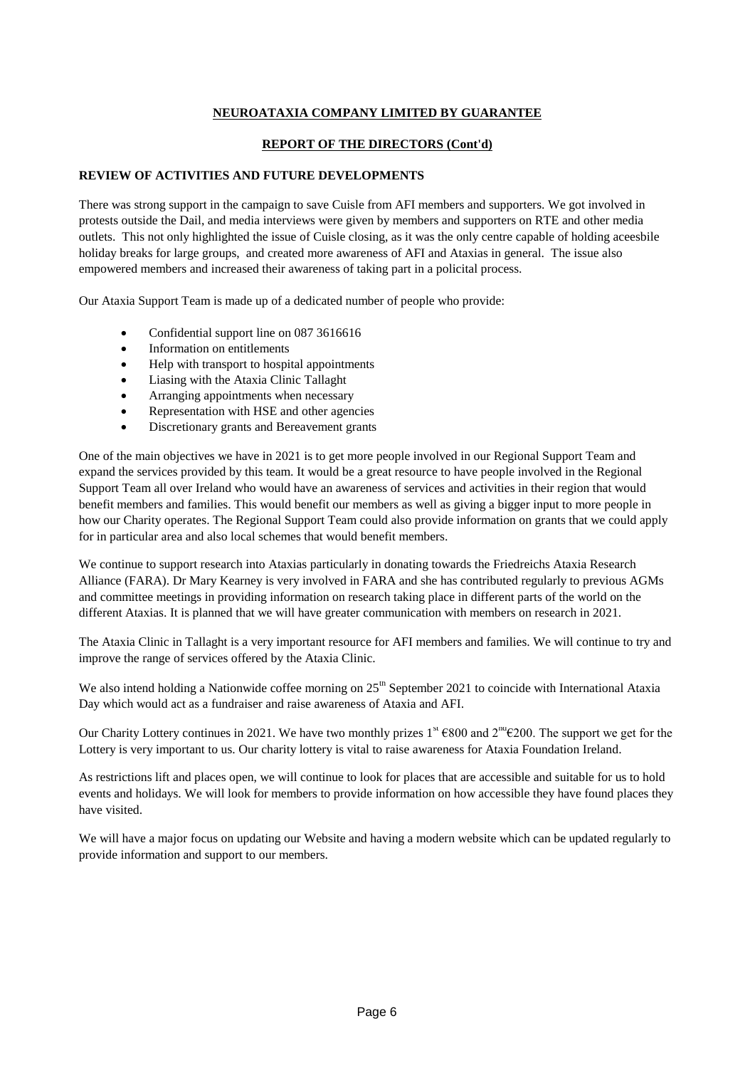**NEUROATAXIA COMPANY LIMITED BY GUARANTEE**

**REPORT OF THE DIRECTORS (Cont'd)**

**REVIEW OF ACTIVITIES AND FUTURE DEVELOPMENTS**

There was strong support in the campaign to save Cuisle from AFI members and supporters. We got involved in protests outside the Dail, and media interviews were given by members and supporters on RTE and other media outlets. This not only highlighted the issue of Cuisle closing, as it was the only centre capable of holding aceesbile holiday breaks for large groups, and created more awareness of AFI and Ataxias in general. The issue also empowered members and increased their awareness of taking part in a policital process.

Our Ataxia Support Team is made up of a dedicated number of people who provide:

- Confidential support line on 087 3616616
- Information on entitlements
- Help with transport to hospital appointments
- Liasing with the Ataxia Clinic Tallaght
- Arranging appointments when necessary
- Representation with HSE and other agencies
- Discretionary grants and Bereavement grants

One of the main objectives we have in 2021 is to get more people involved in our Regional Support Team and expand the services provided by this team. It would be a great resource to have people involved in the Regional Support Team all over Ireland who would have an awareness of services and activities in their region that would benefit members and families. This would benefit our members as well as giving a bigger input to more people in how our Charity operates. The Regional Support Team could also provide information on grants that we could apply for in particular area and also local schemes that would benefit members.

We continue to support research into Ataxias particularly in donating towards the Friedreichs Ataxia Research Alliance (FARA). Dr Mary Kearney is very involved in FARA and she has contributed regularly to previous AGMs and committee meetings in providing information on research taking place in different parts of the world on the different Ataxias. It is planned that we will have greater communication with members on research in 2021.

The Ataxia Clinic in Tallaght is a very important resource for AFI members and families. We will continue to try and improve the range of services offered by the Ataxia Clinic.

We also intend holding a Nationwide coffee morning on 25th September 2021 to coincide with International Ataxia Day which would act as a fundraiser and raise awareness of Ataxia and AFI.

Our Charity Lottery continues in 2021. We have two monthly prizes 1st €800 and 2nd €200. The support we get for the Lottery is very important to us. Our charity lottery is vital to raise awareness for Ataxia Foundation Ireland.

As restrictions lift and places open, we will continue to look for places that are accessible and suitable for us to hold events and holidays. We will look for members to provide information on how accessible they have found places they have visited.

We will have a major focus on updating our Website and having a modern website which can be updated regularly to provide information and support to our members.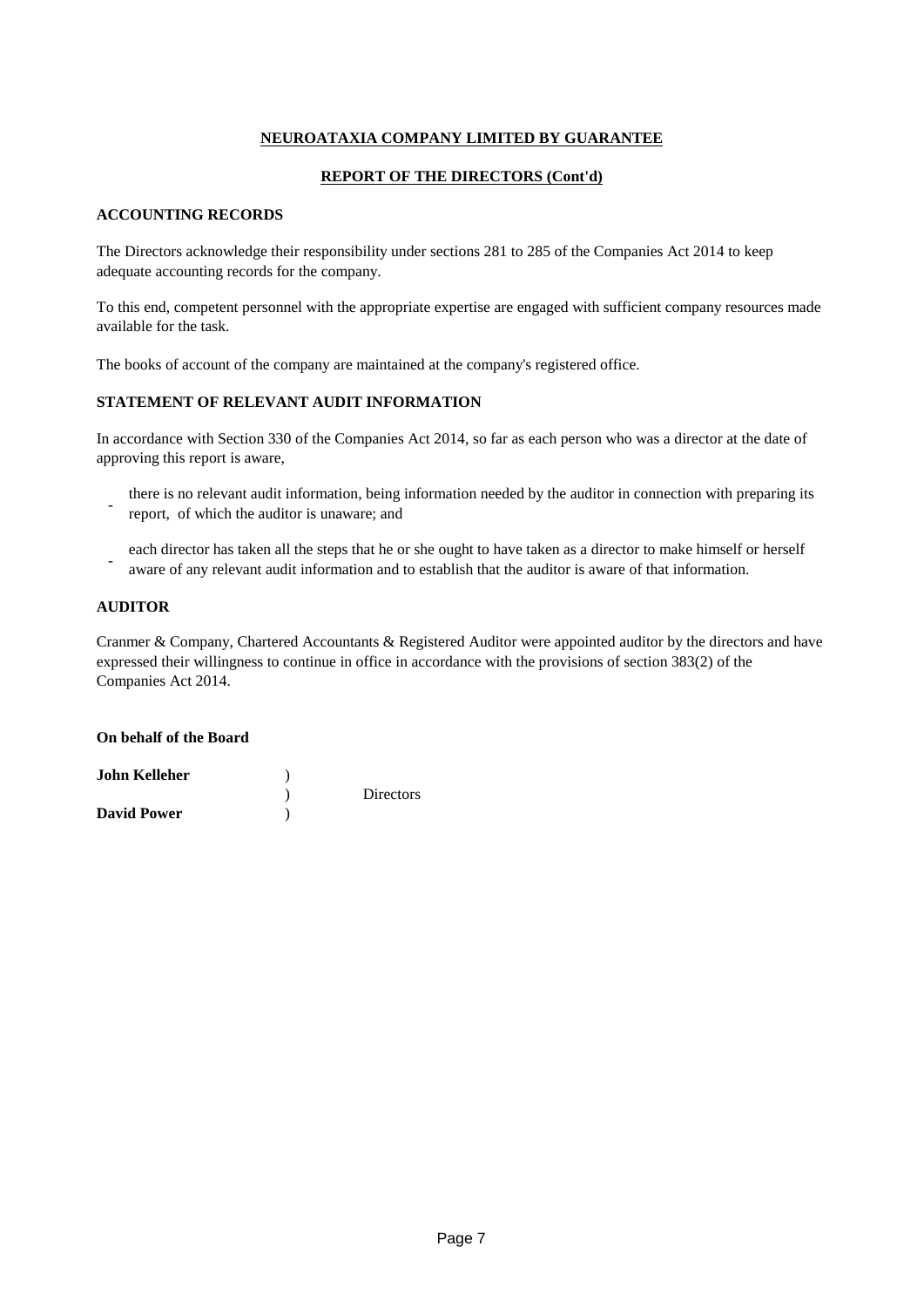# NEUROATAXIA COMPANY LIMITED BY GUARANTEE

## REPORT OF THE DIRECTORS (Cont'd)

### ACCOUNTING RECORDS

The Directors acknowledge their responsibility under sections 281 to 285 of the Companies Act 2014 to keep adequate accounting records for the company.

To this end, competent personnel with the appropriate expertise are engaged with sufficient company resources made available for the task.

The books of account of the company are maintained at the company's registered office.

### STATEMENT OF RELEVANT AUDIT INFORMATION

In accordance with Section 330 of the Companies Act 2014, so far as each person who was a director at the date of approving this report is aware,

- there is no relevant audit information, being information needed by the auditor in connection with preparing its report, of which the auditor is unaware; and
- each director has taken all the steps that he or she ought to have taken as a director to make himself or herself aware of any relevant audit information and to establish that the auditor is aware of that information.

### AUDITOR

Cranmer & Company, Chartered Accountants & Registered Auditor were appointed auditor by the directors and have expressed their willingness to continue in office in accordance with the provisions of section 383(2) of the Companies Act 2014.

**On behalf of the Board**

| | | |
|---|---|---|
| **John Kelleher** | ) | |
| | ) | Directors |
| **David Power** | ) | |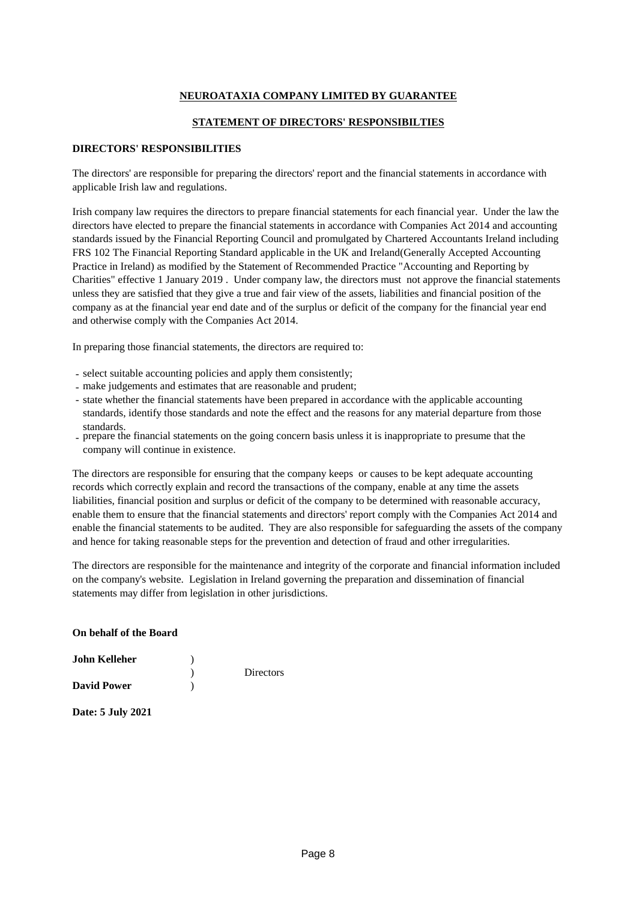## NEUROATAXIA COMPANY LIMITED BY GUARANTEE

## STATEMENT OF DIRECTORS' RESPONSIBILTIES

**DIRECTORS' RESPONSIBILITIES**

The directors' are responsible for preparing the directors' report and the financial statements in accordance with applicable Irish law and regulations.

Irish company law requires the directors to prepare financial statements for each financial year. Under the law the directors have elected to prepare the financial statements in accordance with Companies Act 2014 and accounting standards issued by the Financial Reporting Council and promulgated by Chartered Accountants Ireland including FRS 102 The Financial Reporting Standard applicable in the UK and Ireland(Generally Accepted Accounting Practice in Ireland) as modified by the Statement of Recommended Practice "Accounting and Reporting by Charities" effective 1 January 2019 . Under company law, the directors must not approve the financial statements unless they are satisfied that they give a true and fair view of the assets, liabilities and financial position of the company as at the financial year end date and of the surplus or deficit of the company for the financial year end and otherwise comply with the Companies Act 2014.

In preparing those financial statements, the directors are required to:

- select suitable accounting policies and apply them consistently;
- make judgements and estimates that are reasonable and prudent;
- state whether the financial statements have been prepared in accordance with the applicable accounting standards, identify those standards and note the effect and the reasons for any material departure from those standards.
- prepare the financial statements on the going concern basis unless it is inappropriate to presume that the company will continue in existence.

The directors are responsible for ensuring that the company keeps or causes to be kept adequate accounting records which correctly explain and record the transactions of the company, enable at any time the assets liabilities, financial position and surplus or deficit of the company to be determined with reasonable accuracy, enable them to ensure that the financial statements and directors' report comply with the Companies Act 2014 and enable the financial statements to be audited. They are also responsible for safeguarding the assets of the company and hence for taking reasonable steps for the prevention and detection of fraud and other irregularities.

The directors are responsible for the maintenance and integrity of the corporate and financial information included on the company's website. Legislation in Ireland governing the preparation and dissemination of financial statements may differ from legislation in other jurisdictions.

**On behalf of the Board**

**John Kelleher** )
) Directors
**David Power** )

**Date: 5 July 2021**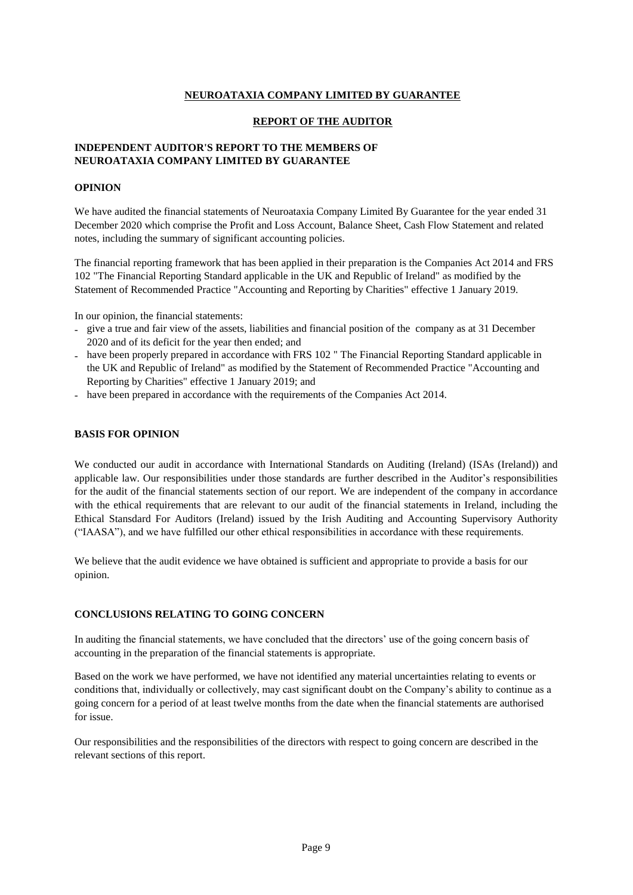**NEUROATAXIA COMPANY LIMITED BY GUARANTEE**

**REPORT OF THE AUDITOR**

**INDEPENDENT AUDITOR'S REPORT TO THE MEMBERS OF NEUROATAXIA COMPANY LIMITED BY GUARANTEE**

**OPINION**

We have audited the financial statements of Neuroataxia Company Limited By Guarantee for the year ended 31 December 2020 which comprise the Profit and Loss Account, Balance Sheet, Cash Flow Statement and related notes, including the summary of significant accounting policies.

The financial reporting framework that has been applied in their preparation is the Companies Act 2014 and FRS 102 "The Financial Reporting Standard applicable in the UK and Republic of Ireland" as modified by the Statement of Recommended Practice "Accounting and Reporting by Charities" effective 1 January 2019.

In our opinion, the financial statements:

- give a true and fair view of the assets, liabilities and financial position of the company as at 31 December 2020 and of its deficit for the year then ended; and
- have been properly prepared in accordance with FRS 102 " The Financial Reporting Standard applicable in the UK and Republic of Ireland" as modified by the Statement of Recommended Practice "Accounting and Reporting by Charities" effective 1 January 2019; and
- have been prepared in accordance with the requirements of the Companies Act 2014.

**BASIS FOR OPINION**

We conducted our audit in accordance with International Standards on Auditing (Ireland) (ISAs (Ireland)) and applicable law. Our responsibilities under those standards are further described in the Auditor's responsibilities for the audit of the financial statements section of our report. We are independent of the company in accordance with the ethical requirements that are relevant to our audit of the financial statements in Ireland, including the Ethical Stansdard For Auditors (Ireland) issued by the Irish Auditing and Accounting Supervisory Authority ("IAASA"), and we have fulfilled our other ethical responsibilities in accordance with these requirements.

We believe that the audit evidence we have obtained is sufficient and appropriate to provide a basis for our opinion.

**CONCLUSIONS RELATING TO GOING CONCERN**

In auditing the financial statements, we have concluded that the directors' use of the going concern basis of accounting in the preparation of the financial statements is appropriate.

Based on the work we have performed, we have not identified any material uncertainties relating to events or conditions that, individually or collectively, may cast significant doubt on the Company's ability to continue as a going concern for a period of at least twelve months from the date when the financial statements are authorised for issue.

Our responsibilities and the responsibilities of the directors with respect to going concern are described in the relevant sections of this report.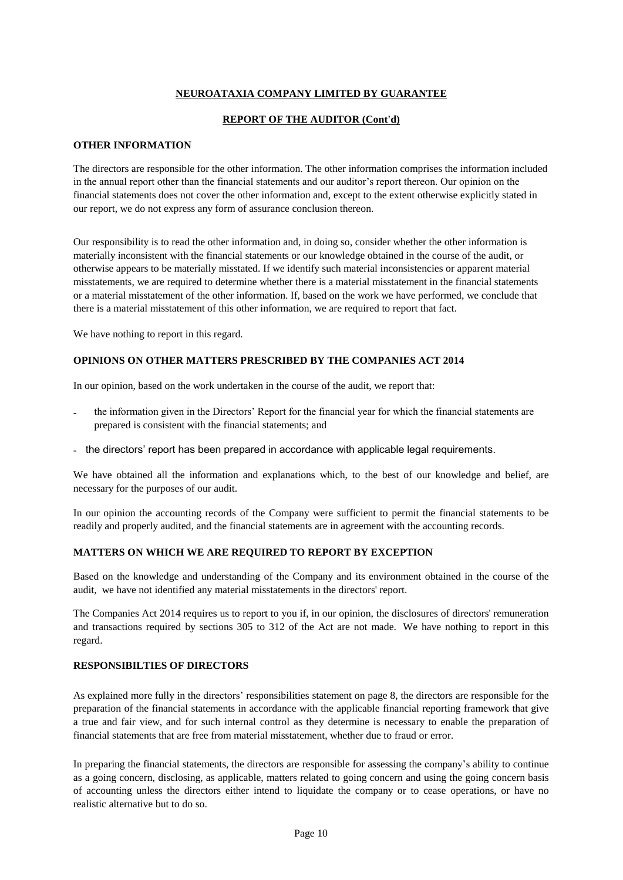**NEUROATAXIA COMPANY LIMITED BY GUARANTEE**

**REPORT OF THE AUDITOR (Cont'd)**

## OTHER INFORMATION

The directors are responsible for the other information. The other information comprises the information included in the annual report other than the financial statements and our auditor's report thereon. Our opinion on the financial statements does not cover the other information and, except to the extent otherwise explicitly stated in our report, we do not express any form of assurance conclusion thereon.

Our responsibility is to read the other information and, in doing so, consider whether the other information is materially inconsistent with the financial statements or our knowledge obtained in the course of the audit, or otherwise appears to be materially misstated. If we identify such material inconsistencies or apparent material misstatements, we are required to determine whether there is a material misstatement in the financial statements or a material misstatement of the other information. If, based on the work we have performed, we conclude that there is a material misstatement of this other information, we are required to report that fact.

We have nothing to report in this regard.

## OPINIONS ON OTHER MATTERS PRESCRIBED BY THE COMPANIES ACT 2014

In our opinion, based on the work undertaken in the course of the audit, we report that:

- the information given in the Directors' Report for the financial year for which the financial statements are prepared is consistent with the financial statements; and
- the directors' report has been prepared in accordance with applicable legal requirements.

We have obtained all the information and explanations which, to the best of our knowledge and belief, are necessary for the purposes of our audit.

In our opinion the accounting records of the Company were sufficient to permit the financial statements to be readily and properly audited, and the financial statements are in agreement with the accounting records.

## MATTERS ON WHICH WE ARE REQUIRED TO REPORT BY EXCEPTION

Based on the knowledge and understanding of the Company and its environment obtained in the course of the audit, we have not identified any material misstatements in the directors' report.

The Companies Act 2014 requires us to report to you if, in our opinion, the disclosures of directors' remuneration and transactions required by sections 305 to 312 of the Act are not made. We have nothing to report in this regard.

## RESPONSIBILTIES OF DIRECTORS

As explained more fully in the directors' responsibilities statement on page 8, the directors are responsible for the preparation of the financial statements in accordance with the applicable financial reporting framework that give a true and fair view, and for such internal control as they determine is necessary to enable the preparation of financial statements that are free from material misstatement, whether due to fraud or error.

In preparing the financial statements, the directors are responsible for assessing the company's ability to continue as a going concern, disclosing, as applicable, matters related to going concern and using the going concern basis of accounting unless the directors either intend to liquidate the company or to cease operations, or have no realistic alternative but to do so.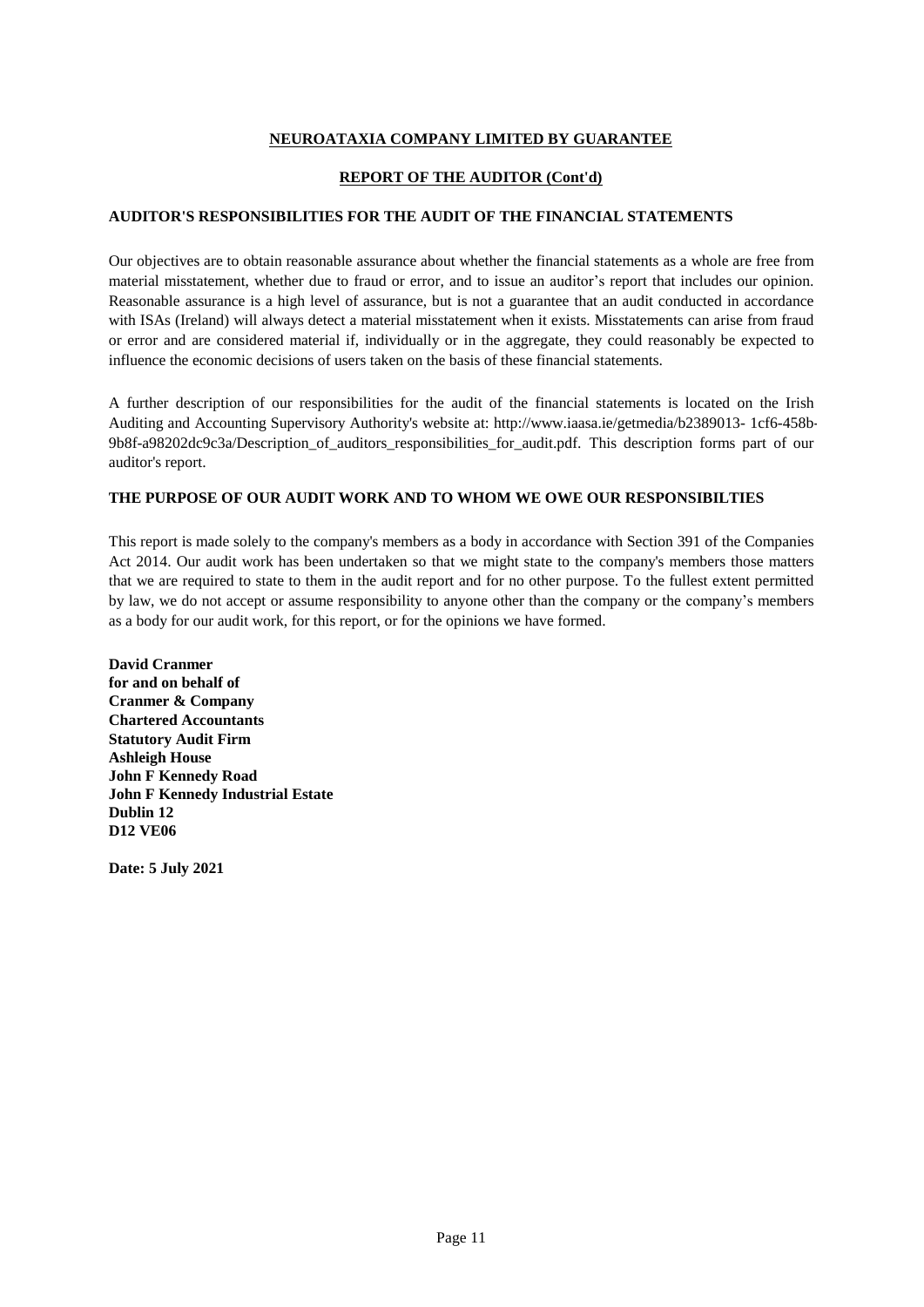**NEUROATAXIA COMPANY LIMITED BY GUARANTEE**

**REPORT OF THE AUDITOR (Cont'd)**

**AUDITOR'S RESPONSIBILITIES FOR THE AUDIT OF THE FINANCIAL STATEMENTS**

Our objectives are to obtain reasonable assurance about whether the financial statements as a whole are free from material misstatement, whether due to fraud or error, and to issue an auditor's report that includes our opinion. Reasonable assurance is a high level of assurance, but is not a guarantee that an audit conducted in accordance with ISAs (Ireland) will always detect a material misstatement when it exists. Misstatements can arise from fraud or error and are considered material if, individually or in the aggregate, they could reasonably be expected to influence the economic decisions of users taken on the basis of these financial statements.

A further description of our responsibilities for the audit of the financial statements is located on the Irish Auditing and Accounting Supervisory Authority's website at: http://www.iaasa.ie/getmedia/b2389013- 1cf6-458b-9b8f-a98202dc9c3a/Description_of_auditors_responsibilities_for_audit.pdf. This description forms part of our auditor's report.

**THE PURPOSE OF OUR AUDIT WORK AND TO WHOM WE OWE OUR RESPONSIBILTIES**

This report is made solely to the company's members as a body in accordance with Section 391 of the Companies Act 2014. Our audit work has been undertaken so that we might state to the company's members those matters that we are required to state to them in the audit report and for no other purpose. To the fullest extent permitted by law, we do not accept or assume responsibility to anyone other than the company or the company's members as a body for our audit work, for this report, or for the opinions we have formed.

**David Cranmer**
**for and on behalf of**
**Cranmer & Company**
**Chartered Accountants**
**Statutory Audit Firm**
**Ashleigh House**
**John F Kennedy Road**
**John F Kennedy Industrial Estate**
**Dublin 12**
**D12 VE06**

**Date: 5 July 2021**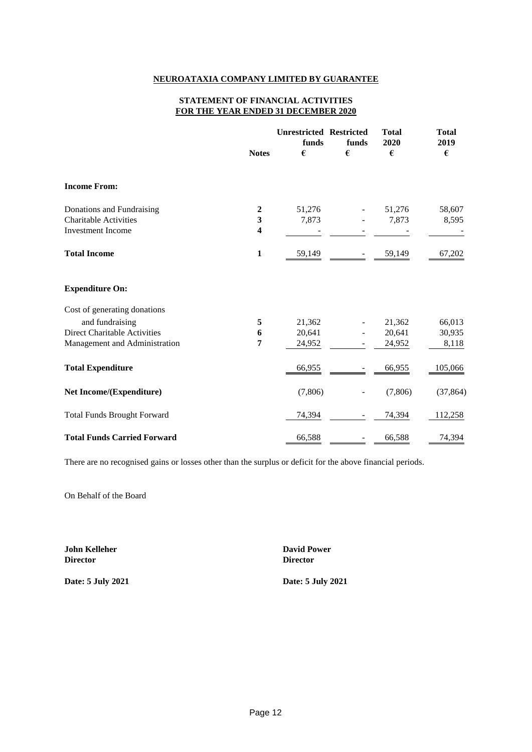**NEUROATAXIA COMPANY LIMITED BY GUARANTEE**

**STATEMENT OF FINANCIAL ACTIVITIES**
**FOR THE YEAR ENDED 31 DECEMBER 2020**

| | Notes | Unrestricted funds € | Restricted funds € | Total 2020 € | Total 2019 € |
|---|---|---|---|---|---|
| **Income From:** | | | | | |
| Donations and Fundraising | 2 | 51,276 | - | 51,276 | 58,607 |
| Charitable Activities | 3 | 7,873 | - | 7,873 | 8,595 |
| Investment Income | 4 | - | - | - | - |
| **Total Income** | 1 | 59,149 | - | 59,149 | 67,202 |
| **Expenditure On:** | | | | | |
| Cost of generating donations and fundraising | 5 | 21,362 | - | 21,362 | 66,013 |
| Direct Charitable Activities | 6 | 20,641 | - | 20,641 | 30,935 |
| Management and Administration | 7 | 24,952 | - | 24,952 | 8,118 |
| **Total Expenditure** | | 66,955 | - | 66,955 | 105,066 |
| **Net Income/(Expenditure)** | | (7,806) | - | (7,806) | (37,864) |
| Total Funds Brought Forward | | 74,394 | - | 74,394 | 112,258 |
| **Total Funds Carried Forward** | | 66,588 | - | 66,588 | 74,394 |

There are no recognised gains or losses other than the surplus or deficit for the above financial periods.

On Behalf of the Board

**John Kelleher**
**Director**

**Date: 5 July 2021**

**David Power**
**Director**

**Date: 5 July 2021**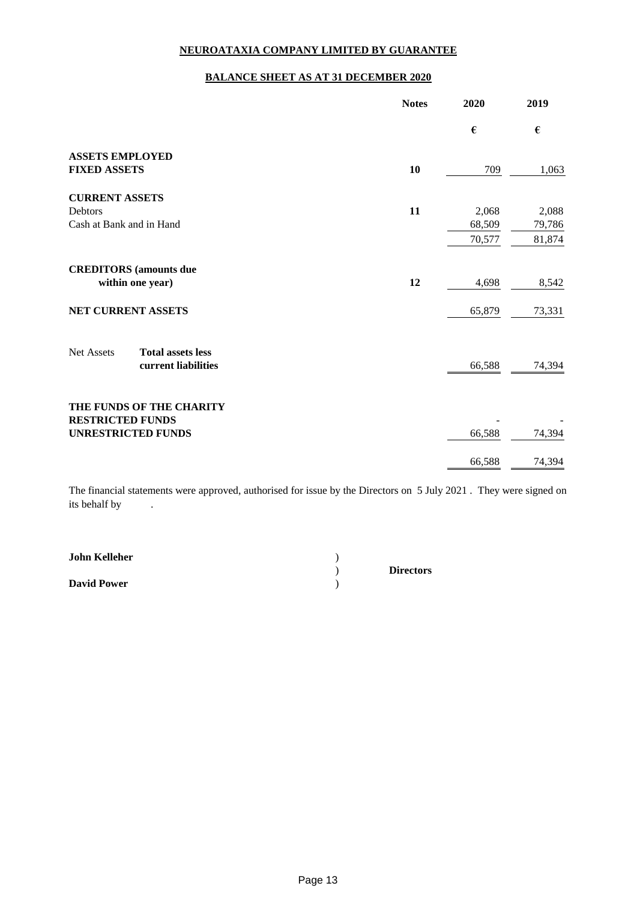**NEUROATAXIA COMPANY LIMITED BY GUARANTEE**

**BALANCE SHEET AS AT 31 DECEMBER 2020**

| | Notes | 2020 | 2019 |
|---|---|---|---|
| | | € | € |
| **ASSETS EMPLOYED** | | | |
| **FIXED ASSETS** | 10 | 709 | 1,063 |
| **CURRENT ASSETS** | | | |
| Debtors | 11 | 2,068 | 2,088 |
| Cash at Bank and in Hand | | 68,509 | 79,786 |
| | | 70,577 | 81,874 |
| **CREDITORS (amounts due within one year)** | 12 | 4,698 | 8,542 |
| **NET CURRENT ASSETS** | | 65,879 | 73,331 |
| Net Assets **Total assets less current liabilities** | | 66,588 | 74,394 |
| **THE FUNDS OF THE CHARITY** | | | |
| **RESTRICTED FUNDS** | | - | - |
| **UNRESTRICTED FUNDS** | | 66,588 | 74,394 |
| | | 66,588 | 74,394 |

The financial statements were approved, authorised for issue by the Directors on 5 July 2021 . They were signed on its behalf by .

**John Kelleher** )
) **Directors**
**David Power** )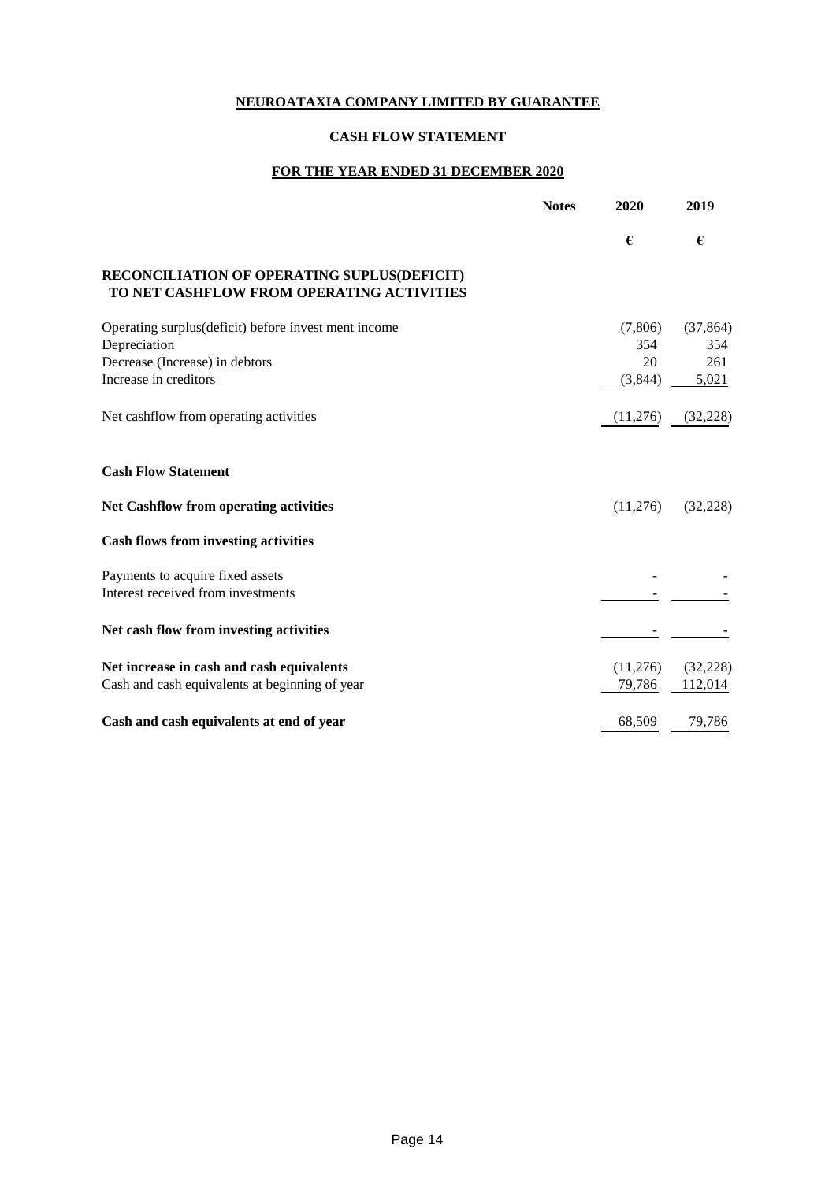# NEUROATAXIA COMPANY LIMITED BY GUARANTEE

## CASH FLOW STATEMENT

## FOR THE YEAR ENDED 31 DECEMBER 2020

| | Notes | 2020 | 2019 |
|---|---|---|---|
| | | € | € |
| **RECONCILIATION OF OPERATING SUPLUS(DEFICIT) TO NET CASHFLOW FROM OPERATING ACTIVITIES** | | | |
| Operating surplus(deficit) before invest ment income | | (7,806) | (37,864) |
| Depreciation | | 354 | 354 |
| Decrease (Increase) in debtors | | 20 | 261 |
| Increase in creditors | | (3,844) | 5,021 |
| Net cashflow from operating activities | | (11,276) | (32,228) |
| **Cash Flow Statement** | | | |
| **Net Cashflow from operating activities** | | (11,276) | (32,228) |
| **Cash flows from investing activities** | | | |
| Payments to acquire fixed assets | | - | - |
| Interest received from investments | | - | - |
| **Net cash flow from investing activities** | | - | - |
| **Net increase in cash and cash equivalents** | | (11,276) | (32,228) |
| Cash and cash equivalents at beginning of year | | 79,786 | 112,014 |
| **Cash and cash equivalents at end of year** | | 68,509 | 79,786 |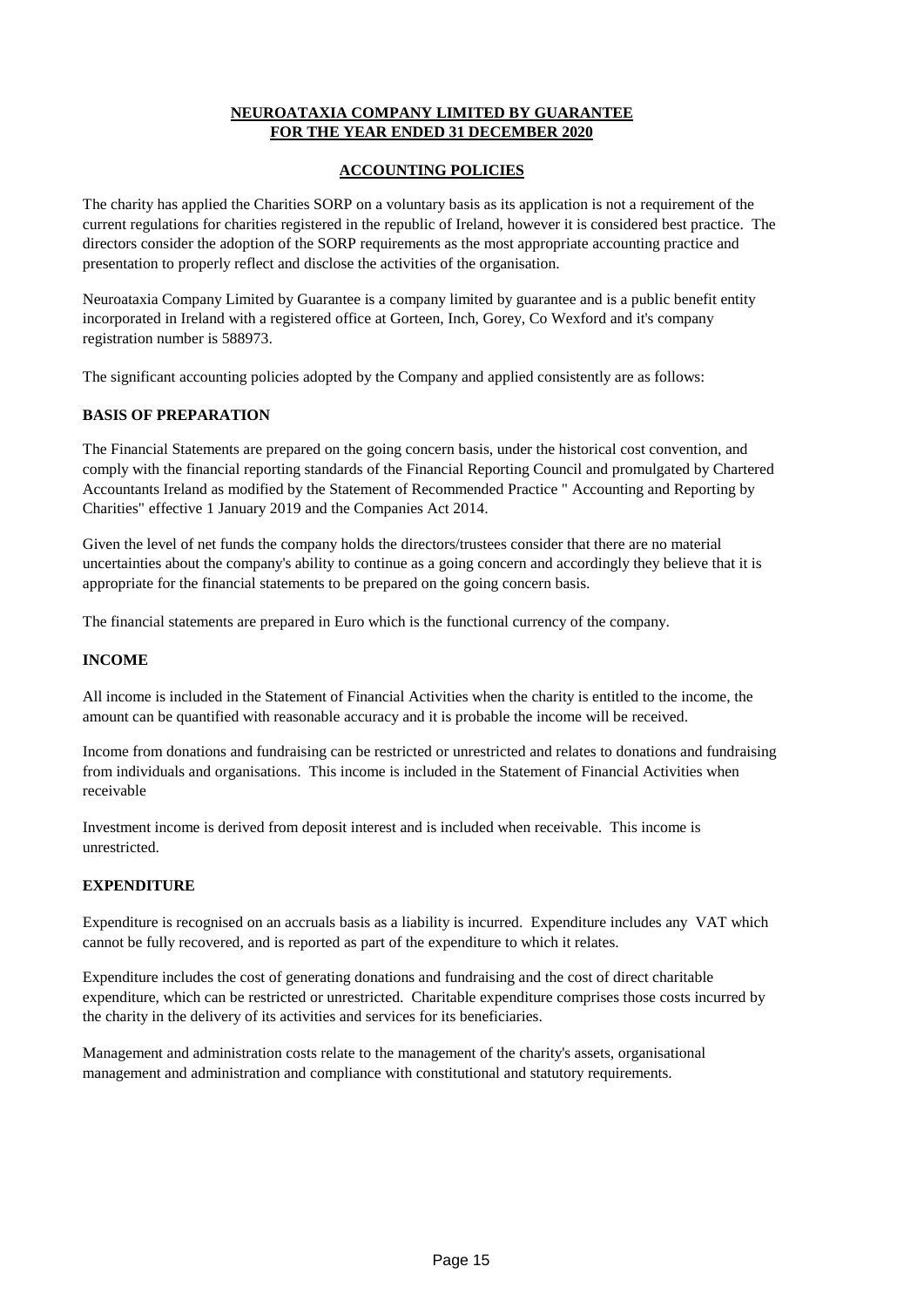**NEUROATAXIA COMPANY LIMITED BY GUARANTEE**
**FOR THE YEAR ENDED 31 DECEMBER 2020**

## ACCOUNTING POLICIES

The charity has applied the Charities SORP on a voluntary basis as its application is not a requirement of the current regulations for charities registered in the republic of Ireland, however it is considered best practice. The directors consider the adoption of the SORP requirements as the most appropriate accounting practice and presentation to properly reflect and disclose the activities of the organisation.

Neuroataxia Company Limited by Guarantee is a company limited by guarantee and is a public benefit entity incorporated in Ireland with a registered office at Gorteen, Inch, Gorey, Co Wexford and it's company registration number is 588973.

The significant accounting policies adopted by the Company and applied consistently are as follows:

### BASIS OF PREPARATION

The Financial Statements are prepared on the going concern basis, under the historical cost convention, and comply with the financial reporting standards of the Financial Reporting Council and promulgated by Chartered Accountants Ireland as modified by the Statement of Recommended Practice " Accounting and Reporting by Charities" effective 1 January 2019 and the Companies Act 2014.

Given the level of net funds the company holds the directors/trustees consider that there are no material uncertainties about the company's ability to continue as a going concern and accordingly they believe that it is appropriate for the financial statements to be prepared on the going concern basis.

The financial statements are prepared in Euro which is the functional currency of the company.

### INCOME

All income is included in the Statement of Financial Activities when the charity is entitled to the income, the amount can be quantified with reasonable accuracy and it is probable the income will be received.

Income from donations and fundraising can be restricted or unrestricted and relates to donations and fundraising from individuals and organisations. This income is included in the Statement of Financial Activities when receivable

Investment income is derived from deposit interest and is included when receivable. This income is unrestricted.

### EXPENDITURE

Expenditure is recognised on an accruals basis as a liability is incurred. Expenditure includes any VAT which cannot be fully recovered, and is reported as part of the expenditure to which it relates.

Expenditure includes the cost of generating donations and fundraising and the cost of direct charitable expenditure, which can be restricted or unrestricted. Charitable expenditure comprises those costs incurred by the charity in the delivery of its activities and services for its beneficiaries.

Management and administration costs relate to the management of the charity's assets, organisational management and administration and compliance with constitutional and statutory requirements.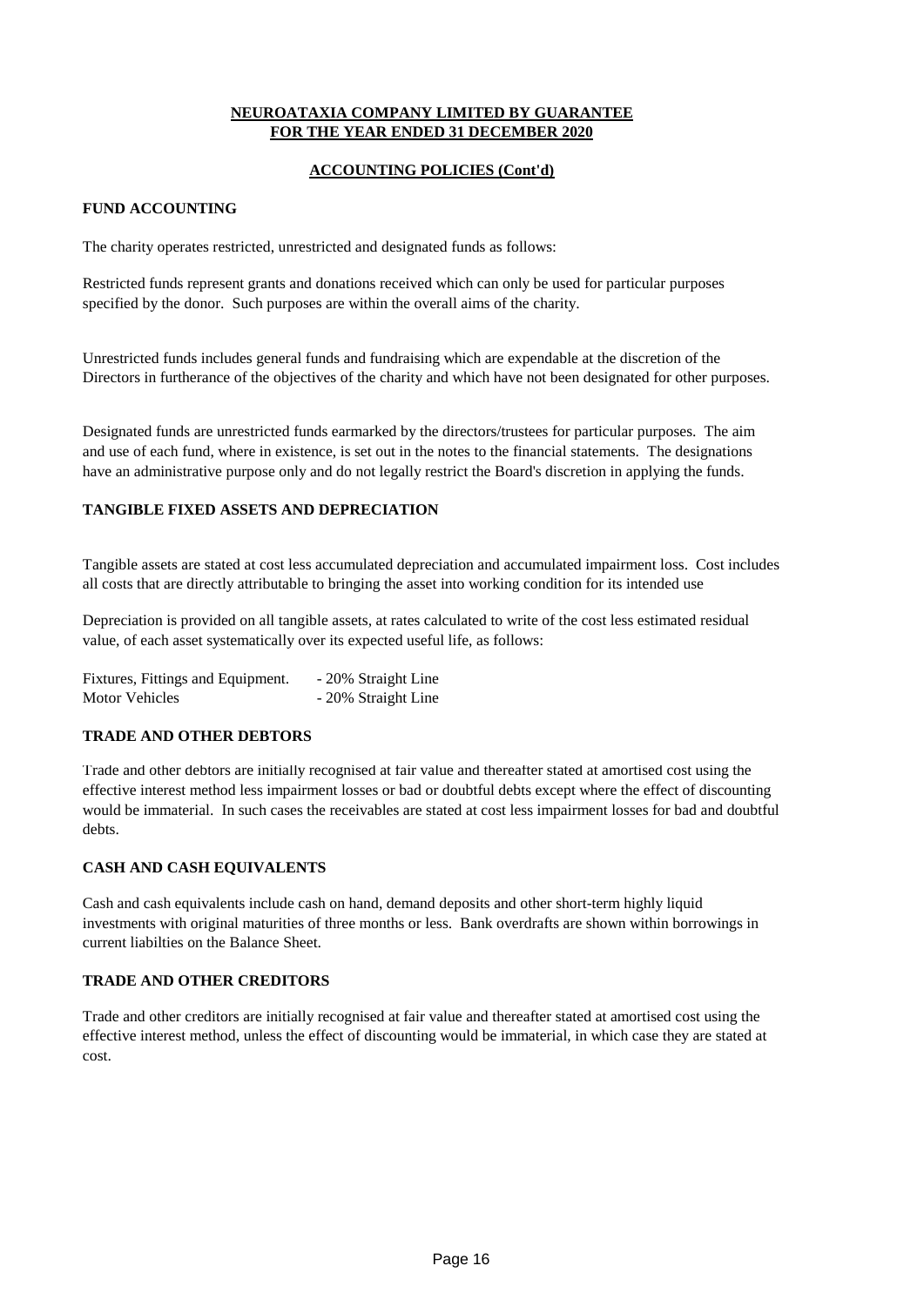**NEUROATAXIA COMPANY LIMITED BY GUARANTEE**
**FOR THE YEAR ENDED 31 DECEMBER 2020**

**ACCOUNTING POLICIES (Cont'd)**

**FUND ACCOUNTING**

The charity operates restricted, unrestricted and designated funds as follows:

Restricted funds represent grants and donations received which can only be used for particular purposes specified by the donor. Such purposes are within the overall aims of the charity.

Unrestricted funds includes general funds and fundraising which are expendable at the discretion of the Directors in furtherance of the objectives of the charity and which have not been designated for other purposes.

Designated funds are unrestricted funds earmarked by the directors/trustees for particular purposes. The aim and use of each fund, where in existence, is set out in the notes to the financial statements. The designations have an administrative purpose only and do not legally restrict the Board's discretion in applying the funds.

**TANGIBLE FIXED ASSETS AND DEPRECIATION**

Tangible assets are stated at cost less accumulated depreciation and accumulated impairment loss. Cost includes all costs that are directly attributable to bringing the asset into working condition for its intended use

Depreciation is provided on all tangible assets, at rates calculated to write of the cost less estimated residual value, of each asset systematically over its expected useful life, as follows:

| | |
|---|---|
| Fixtures, Fittings and Equipment. | - 20% Straight Line |
| Motor Vehicles | - 20% Straight Line |

**TRADE AND OTHER DEBTORS**

Trade and other debtors are initially recognised at fair value and thereafter stated at amortised cost using the effective interest method less impairment losses or bad or doubtful debts except where the effect of discounting would be immaterial. In such cases the receivables are stated at cost less impairment losses for bad and doubtful debts.

**CASH AND CASH EQUIVALENTS**

Cash and cash equivalents include cash on hand, demand deposits and other short-term highly liquid investments with original maturities of three months or less. Bank overdrafts are shown within borrowings in current liabilties on the Balance Sheet.

**TRADE AND OTHER CREDITORS**

Trade and other creditors are initially recognised at fair value and thereafter stated at amortised cost using the effective interest method, unless the effect of discounting would be immaterial, in which case they are stated at cost.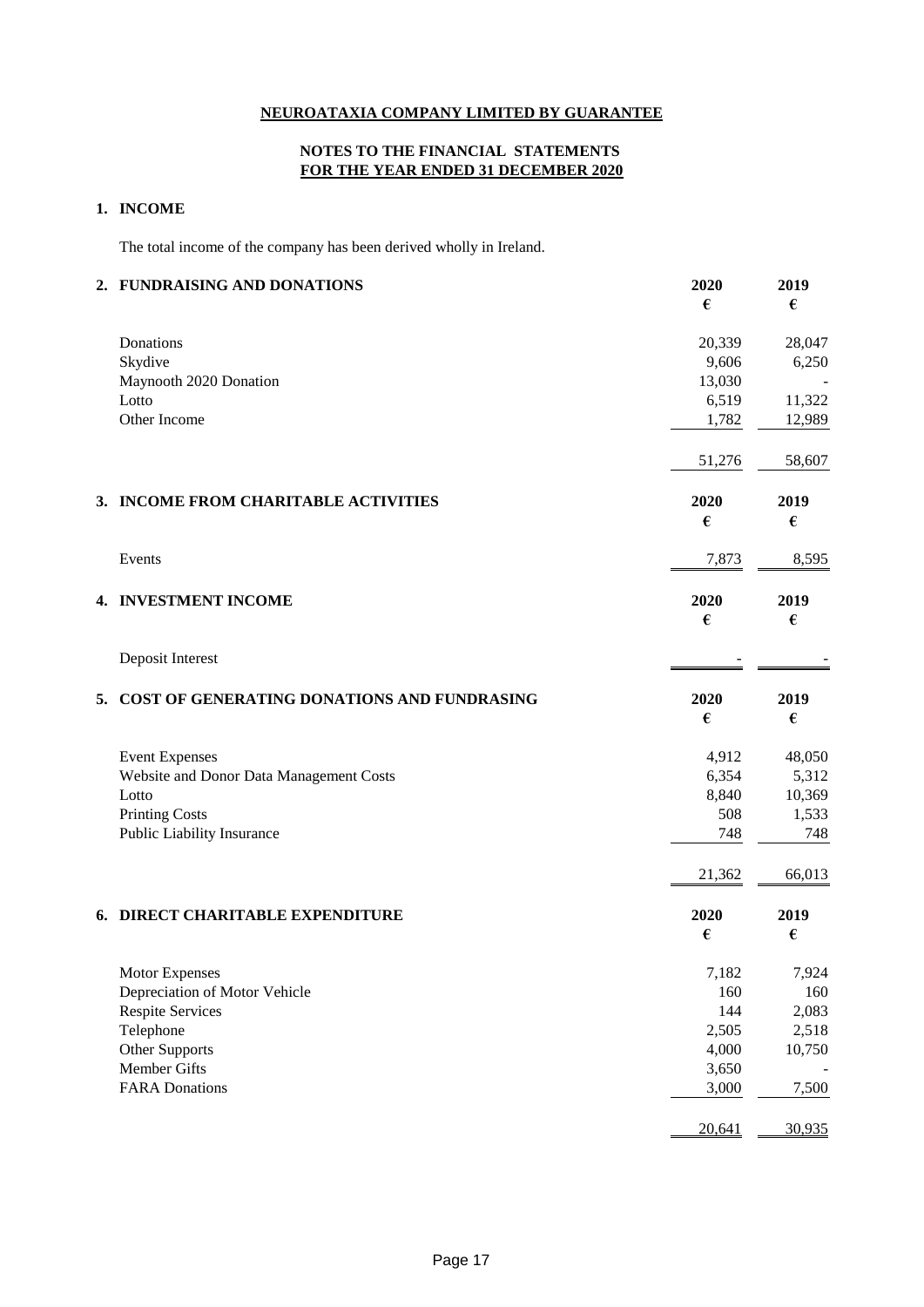**NEUROATAXIA COMPANY LIMITED BY GUARANTEE**

**NOTES TO THE FINANCIAL STATEMENTS**
**FOR THE YEAR ENDED 31 DECEMBER 2020**

## 1. INCOME

The total income of the company has been derived wholly in Ireland.

## 2. FUNDRAISING AND DONATIONS

| | 2020 € | 2019 € |
|---|---|---|
| Donations | 20,339 | 28,047 |
| Skydive | 9,606 | 6,250 |
| Maynooth 2020 Donation | 13,030 | - |
| Lotto | 6,519 | 11,322 |
| Other Income | 1,782 | 12,989 |
| | 51,276 | 58,607 |

## 3. INCOME FROM CHARITABLE ACTIVITIES

| | 2020 € | 2019 € |
|---|---|---|
| Events | 7,873 | 8,595 |

## 4. INVESTMENT INCOME

| | 2020 € | 2019 € |
|---|---|---|
| Deposit Interest | - | - |

## 5. COST OF GENERATING DONATIONS AND FUNDRASING

| | 2020 € | 2019 € |
|---|---|---|
| Event Expenses | 4,912 | 48,050 |
| Website and Donor Data Management Costs | 6,354 | 5,312 |
| Lotto | 8,840 | 10,369 |
| Printing Costs | 508 | 1,533 |
| Public Liability Insurance | 748 | 748 |
| | 21,362 | 66,013 |

## 6. DIRECT CHARITABLE EXPENDITURE

| | 2020 € | 2019 € |
|---|---|---|
| Motor Expenses | 7,182 | 7,924 |
| Depreciation of Motor Vehicle | 160 | 160 |
| Respite Services | 144 | 2,083 |
| Telephone | 2,505 | 2,518 |
| Other Supports | 4,000 | 10,750 |
| Member Gifts | 3,650 | - |
| FARA Donations | 3,000 | 7,500 |
| | 20,641 | 30,935 |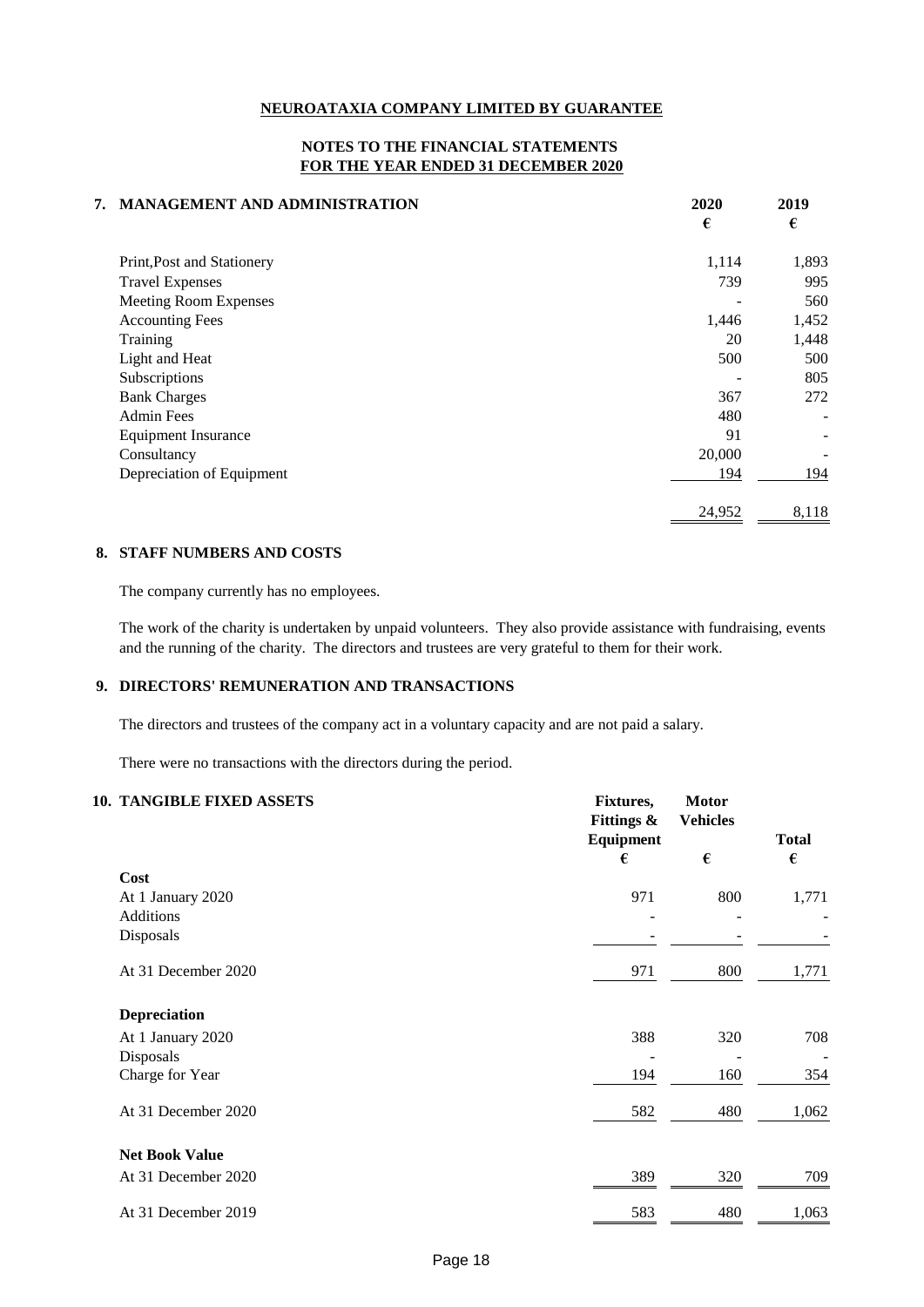**NEUROATAXIA COMPANY LIMITED BY GUARANTEE**

**NOTES TO THE FINANCIAL STATEMENTS**
**FOR THE YEAR ENDED 31 DECEMBER 2020**

## 7. MANAGEMENT AND ADMINISTRATION

| | 2020 | 2019 |
|---|---|---|
| | € | € |
| Print,Post and Stationery | 1,114 | 1,893 |
| Travel Expenses | 739 | 995 |
| Meeting Room Expenses | - | 560 |
| Accounting Fees | 1,446 | 1,452 |
| Training | 20 | 1,448 |
| Light and Heat | 500 | 500 |
| Subscriptions | - | 805 |
| Bank Charges | 367 | 272 |
| Admin Fees | 480 | - |
| Equipment Insurance | 91 | - |
| Consultancy | 20,000 | - |
| Depreciation of Equipment | 194 | 194 |
| | 24,952 | 8,118 |

## 8. STAFF NUMBERS AND COSTS

The company currently has no employees.

The work of the charity is undertaken by unpaid volunteers. They also provide assistance with fundraising, events and the running of the charity. The directors and trustees are very grateful to them for their work.

## 9. DIRECTORS' REMUNERATION AND TRANSACTIONS

The directors and trustees of the company act in a voluntary capacity and are not paid a salary.

There were no transactions with the directors during the period.

## 10. TANGIBLE FIXED ASSETS

| | Fixtures, Fittings & Equipment | Motor Vehicles | Total |
|---|---|---|---|
| | € | € | € |
| **Cost** | | | |
| At 1 January 2020 | 971 | 800 | 1,771 |
| Additions | - | - | - |
| Disposals | - | - | - |
| At 31 December 2020 | 971 | 800 | 1,771 |
| **Depreciation** | | | |
| At 1 January 2020 | 388 | 320 | 708 |
| Disposals | - | - | - |
| Charge for Year | 194 | 160 | 354 |
| At 31 December 2020 | 582 | 480 | 1,062 |
| **Net Book Value** | | | |
| At 31 December 2020 | 389 | 320 | 709 |
| At 31 December 2019 | 583 | 480 | 1,063 |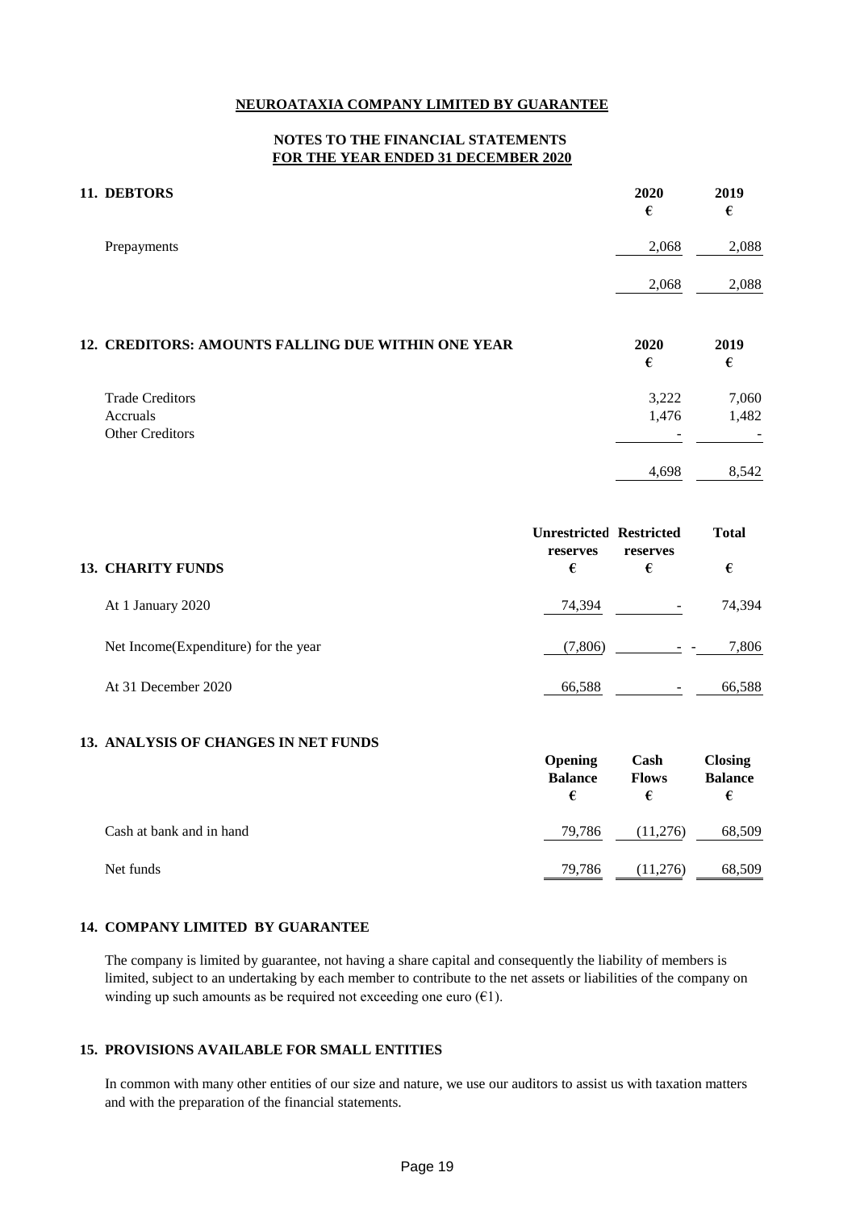**NEUROATAXIA COMPANY LIMITED BY GUARANTEE**

**NOTES TO THE FINANCIAL STATEMENTS**
**FOR THE YEAR ENDED 31 DECEMBER 2020**

### 11. DEBTORS

| | 2020 € | 2019 € |
|---|---|---|
| Prepayments | 2,068 | 2,088 |
| | 2,068 | 2,088 |

### 12. CREDITORS: AMOUNTS FALLING DUE WITHIN ONE YEAR

| | 2020 € | 2019 € |
|---|---|---|
| Trade Creditors | 3,222 | 7,060 |
| Accruals | 1,476 | 1,482 |
| Other Creditors | - | - |
| | 4,698 | 8,542 |

### 13. CHARITY FUNDS

| | Unrestricted reserves € | Restricted reserves € | Total € |
|---|---|---|---|
| At 1 January 2020 | 74,394 | - | 74,394 |
| Net Income(Expenditure) for the year | (7,806) | - - | 7,806 |
| At 31 December 2020 | 66,588 | - | 66,588 |

### 13. ANALYSIS OF CHANGES IN NET FUNDS

| | Opening Balance € | Cash Flows € | Closing Balance € |
|---|---|---|---|
| Cash at bank and in hand | 79,786 | (11,276) | 68,509 |
| Net funds | 79,786 | (11,276) | 68,509 |

### 14. COMPANY LIMITED BY GUARANTEE

The company is limited by guarantee, not having a share capital and consequently the liability of members is limited, subject to an undertaking by each member to contribute to the net assets or liabilities of the company on winding up such amounts as be required not exceeding one euro (€1).

### 15. PROVISIONS AVAILABLE FOR SMALL ENTITIES

In common with many other entities of our size and nature, we use our auditors to assist us with taxation matters and with the preparation of the financial statements.